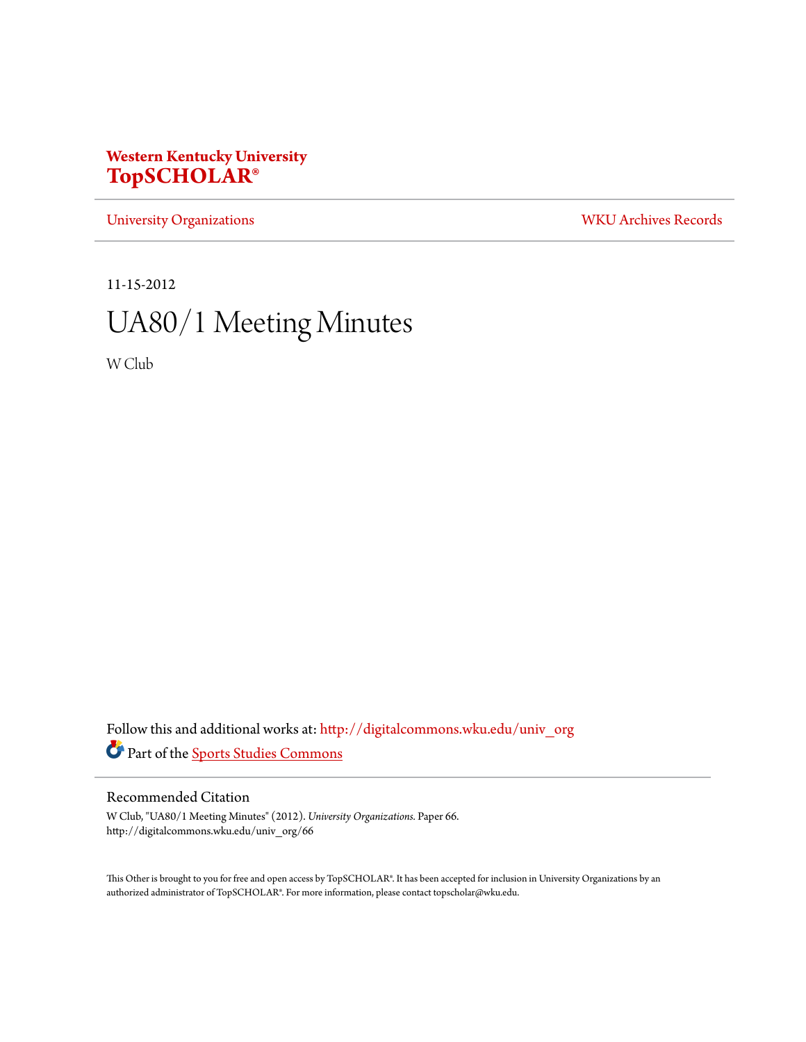**Western Kentucky University**
**TopSCHOLAR®**

University Organizations | WKU Archives Records

11-15-2012

# UA80/1 Meeting Minutes

W Club

Follow this and additional works at: http://digitalcommons.wku.edu/univ_org

Part of the Sports Studies Commons

## Recommended Citation

W Club, "UA80/1 Meeting Minutes" (2012). *University Organizations.* Paper 66.
http://digitalcommons.wku.edu/univ_org/66

This Other is brought to you for free and open access by TopSCHOLAR®. It has been accepted for inclusion in University Organizations by an authorized administrator of TopSCHOLAR®. For more information, please contact topscholar@wku.edu.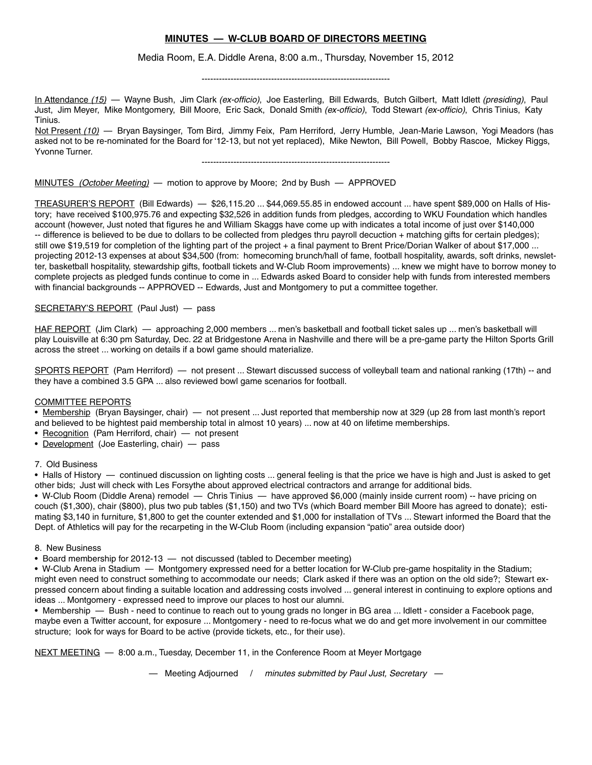# MINUTES — W-CLUB BOARD OF DIRECTORS MEETING

Media Room, E.A. Diddle Arena, 8:00 a.m., Thursday, November 15, 2012

------------------------------------------------------------------

In Attendance *(15)* — Wayne Bush, Jim Clark *(ex-officio)*, Joe Easterling, Bill Edwards, Butch Gilbert, Matt Idlett *(presiding)*, Paul Just, Jim Meyer, Mike Montgomery, Bill Moore, Eric Sack, Donald Smith *(ex-officio)*, Todd Stewart *(ex-officio)*, Chris Tinius, Katy Tinius.

Not Present *(10)* — Bryan Baysinger, Tom Bird, Jimmy Feix, Pam Herriford, Jerry Humble, Jean-Marie Lawson, Yogi Meadors (has asked not to be re-nominated for the Board for '12-13, but not yet replaced), Mike Newton, Bill Powell, Bobby Rascoe, Mickey Riggs, Yvonne Turner.

------------------------------------------------------------------

MINUTES *(October Meeting)* — motion to approve by Moore; 2nd by Bush — APPROVED

TREASURER'S REPORT (Bill Edwards) — $26,115.20 ... $44,069.55.85 in endowed account ... have spent $89,000 on Halls of History; have received $100,975.76 and expecting $32,526 in addition funds from pledges, according to WKU Foundation which handles account (however, Just noted that figures he and William Skaggs have come up with indicates a total income of just over $140,000 -- difference is believed to be due to dollars to be collected from pledges thru payroll decuction + matching gifts for certain pledges); still owe $19,519 for completion of the lighting part of the project + a final payment to Brent Price/Dorian Walker of about $17,000 ... projecting 2012-13 expenses at about $34,500 (from: homecoming brunch/hall of fame, football hospitality, awards, soft drinks, newsletter, basketball hospitality, stewardship gifts, football tickets and W-Club Room improvements) ... knew we might have to borrow money to complete projects as pledged funds continue to come in ... Edwards asked Board to consider help with funds from interested members with financial backgrounds -- APPROVED -- Edwards, Just and Montgomery to put a committee together.

SECRETARY'S REPORT (Paul Just) — pass

HAF REPORT (Jim Clark) — approaching 2,000 members ... men's basketball and football ticket sales up ... men's basketball will play Louisville at 6:30 pm Saturday, Dec. 22 at Bridgestone Arena in Nashville and there will be a pre-game party the Hilton Sports Grill across the street ... working on details if a bowl game should materialize.

SPORTS REPORT (Pam Herriford) — not present ... Stewart discussed success of volleyball team and national ranking (17th) -- and they have a combined 3.5 GPA ... also reviewed bowl game scenarios for football.

COMMITTEE REPORTS

- Membership (Bryan Baysinger, chair) — not present ... Just reported that membership now at 329 (up 28 from last month's report and believed to be hightest paid membership total in almost 10 years) ... now at 40 on lifetime memberships.
- Recognition (Pam Herriford, chair) — not present
- Development (Joe Easterling, chair) — pass

7. Old Business

- Halls of History — continued discussion on lighting costs ... general feeling is that the price we have is high and Just is asked to get other bids; Just will check with Les Forsythe about approved electrical contractors and arrange for additional bids.
- W-Club Room (Diddle Arena) remodel — Chris Tinius — have approved $6,000 (mainly inside current room) -- have pricing on couch ($1,300), chair ($800), plus two pub tables ($1,150) and two TVs (which Board member Bill Moore has agreed to donate); estimating $3,140 in furniture, $1,800 to get the counter extended and $1,000 for installation of TVs ... Stewart informed the Board that the Dept. of Athletics will pay for the recarpeting in the W-Club Room (including expansion "patio" area outside door)

8. New Business

- Board membership for 2012-13 — not discussed (tabled to December meeting)
- W-Club Arena in Stadium — Montgomery expressed need for a better location for W-Club pre-game hospitality in the Stadium; might even need to construct something to accommodate our needs; Clark asked if there was an option on the old side?; Stewart expressed concern about finding a suitable location and addressing costs involved ... general interest in continuing to explore options and ideas ... Montgomery - expressed need to improve our places to host our alumni.
- Membership — Bush - need to continue to reach out to young grads no longer in BG area ... Idlett - consider a Facebook page, maybe even a Twitter account, for exposure ... Montgomery - need to re-focus what we do and get more involvement in our committee structure; look for ways for Board to be active (provide tickets, etc., for their use).

NEXT MEETING — 8:00 a.m., Tuesday, December 11, in the Conference Room at Meyer Mortgage

— Meeting Adjourned / *minutes submitted by Paul Just, Secretary* —